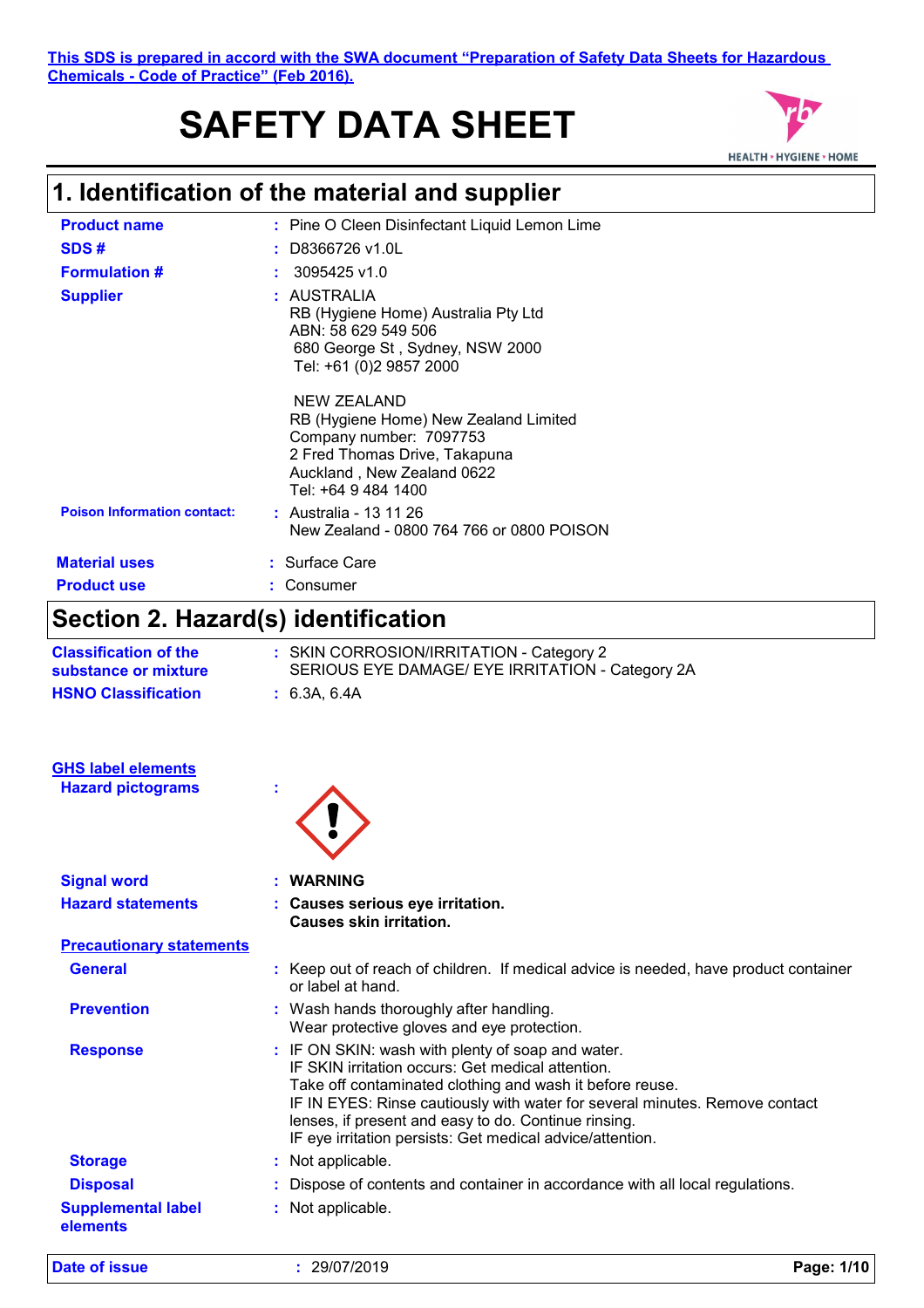This SDS is prepared in accord with the SWA document "Preparation of Safety Data Sheets for Hazardous Chemicals - Code of Practice" (Feb 2016).

# SAFETY DATA SHEET

## 1. Identification of the material and supplier

| | | |
|---|---|---|
| **Product name** | : | Pine O Cleen Disinfectant Liquid Lemon Lime |
| **SDS #** | : | D8366726 v1.0L |
| **Formulation #** | : | 3095425 v1.0 |
| **Supplier** | : | AUSTRALIA<br>RB (Hygiene Home) Australia Pty Ltd<br>ABN: 58 629 549 506<br>680 George St , Sydney, NSW 2000<br>Tel: +61 (0)2 9857 2000<br><br>NEW ZEALAND<br>RB (Hygiene Home) New Zealand Limited<br>Company number: 7097753<br>2 Fred Thomas Drive, Takapuna<br>Auckland , New Zealand 0622<br>Tel: +64 9 484 1400 |
| **Poison Information contact:** | : | Australia - 13 11 26<br>New Zealand - 0800 764 766 or 0800 POISON |
| **Material uses** | : | Surface Care |
| **Product use** | : | Consumer |

## Section 2. Hazard(s) identification

| | | |
|---|---|---|
| **Classification of the substance or mixture** | : | SKIN CORROSION/IRRITATION - Category 2<br>SERIOUS EYE DAMAGE/ EYE IRRITATION - Category 2A |
| **HSNO Classification** | : | 6.3A, 6.4A |

**GHS label elements**

| | | |
|---|---|---|
| **Hazard pictograms** | : | |
| **Signal word** | : | **WARNING** |
| **Hazard statements** | : | **Causes serious eye irritation.**<br>**Causes skin irritation.** |

**Precautionary statements**

| | | |
|---|---|---|
| **General** | : | Keep out of reach of children. If medical advice is needed, have product container or label at hand. |
| **Prevention** | : | Wash hands thoroughly after handling.<br>Wear protective gloves and eye protection. |
| **Response** | : | IF ON SKIN: wash with plenty of soap and water.<br>IF SKIN irritation occurs: Get medical attention.<br>Take off contaminated clothing and wash it before reuse.<br>IF IN EYES: Rinse cautiously with water for several minutes. Remove contact lenses, if present and easy to do. Continue rinsing.<br>IF eye irritation persists: Get medical advice/attention. |
| **Storage** | : | Not applicable. |
| **Disposal** | : | Dispose of contents and container in accordance with all local regulations. |
| **Supplemental label elements** | : | Not applicable. |

**Date of issue** : 29/07/2019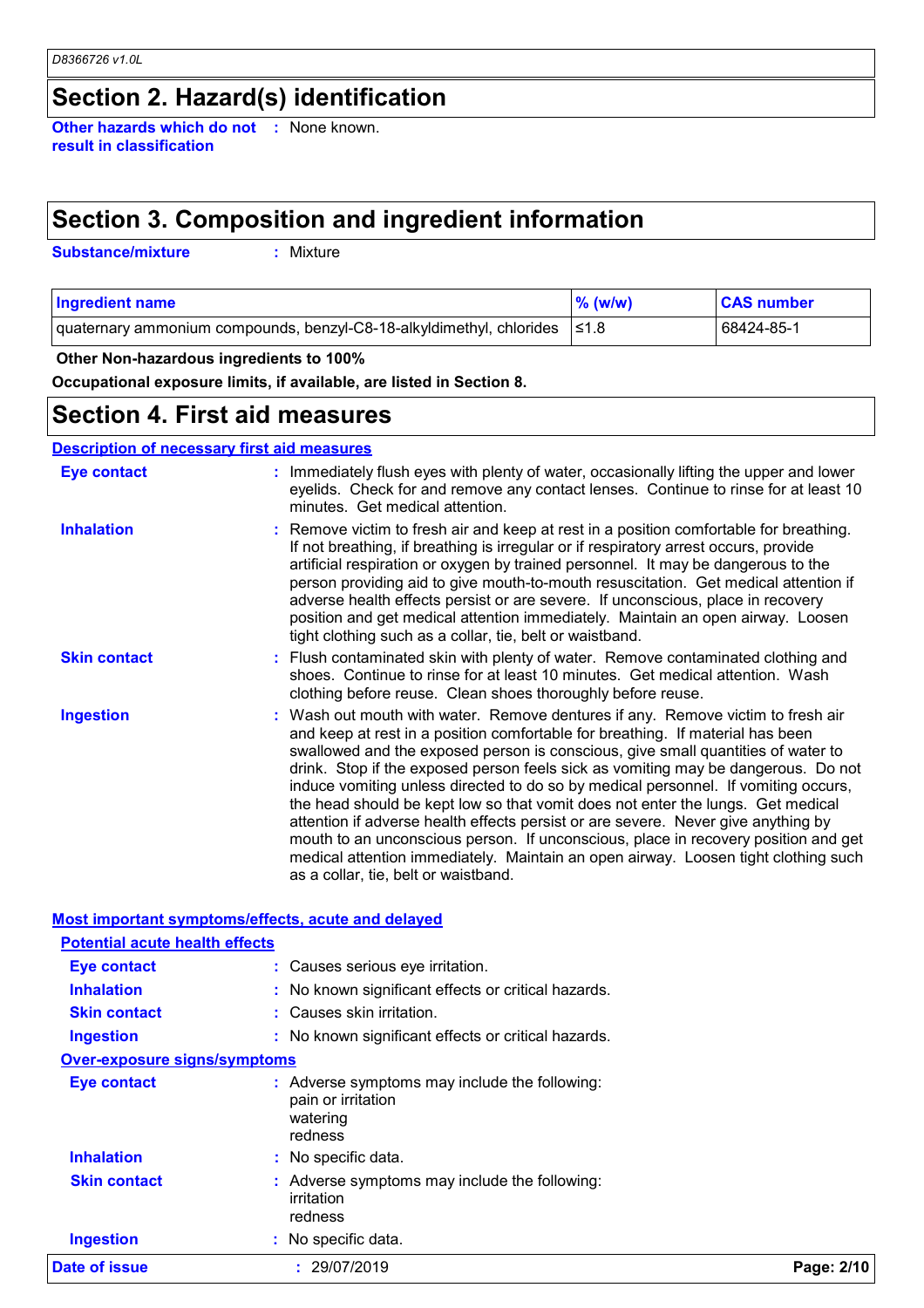## Section 2. Hazard(s) identification

**Other hazards which do not result in classification** : None known.

## Section 3. Composition and ingredient information

**Substance/mixture** : Mixture

| Ingredient name | % (w/w) | CAS number |
|---|---|---|
| quaternary ammonium compounds, benzyl-C8-18-alkyldimethyl, chlorides | ≤1.8 | 68424-85-1 |

**Other Non-hazardous ingredients to 100%**

**Occupational exposure limits, if available, are listed in Section 8.**

## Section 4. First aid measures

### Description of necessary first aid measures

**Eye contact** : Immediately flush eyes with plenty of water, occasionally lifting the upper and lower eyelids. Check for and remove any contact lenses. Continue to rinse for at least 10 minutes. Get medical attention.

**Inhalation** : Remove victim to fresh air and keep at rest in a position comfortable for breathing. If not breathing, if breathing is irregular or if respiratory arrest occurs, provide artificial respiration or oxygen by trained personnel. It may be dangerous to the person providing aid to give mouth-to-mouth resuscitation. Get medical attention if adverse health effects persist or are severe. If unconscious, place in recovery position and get medical attention immediately. Maintain an open airway. Loosen tight clothing such as a collar, tie, belt or waistband.

**Skin contact** : Flush contaminated skin with plenty of water. Remove contaminated clothing and shoes. Continue to rinse for at least 10 minutes. Get medical attention. Wash clothing before reuse. Clean shoes thoroughly before reuse.

**Ingestion** : Wash out mouth with water. Remove dentures if any. Remove victim to fresh air and keep at rest in a position comfortable for breathing. If material has been swallowed and the exposed person is conscious, give small quantities of water to drink. Stop if the exposed person feels sick as vomiting may be dangerous. Do not induce vomiting unless directed to do so by medical personnel. If vomiting occurs, the head should be kept low so that vomit does not enter the lungs. Get medical attention if adverse health effects persist or are severe. Never give anything by mouth to an unconscious person. If unconscious, place in recovery position and get medical attention immediately. Maintain an open airway. Loosen tight clothing such as a collar, tie, belt or waistband.

### Most important symptoms/effects, acute and delayed

#### Potential acute health effects

**Eye contact** : Causes serious eye irritation.

**Inhalation** : No known significant effects or critical hazards.

**Skin contact** : Causes skin irritation.

**Ingestion** : No known significant effects or critical hazards.

#### Over-exposure signs/symptoms

**Eye contact** : Adverse symptoms may include the following:
pain or irritation
watering
redness

**Inhalation** : No specific data.

**Skin contact** : Adverse symptoms may include the following:
irritation
redness

**Ingestion** : No specific data.

**Date of issue** : 29/07/2019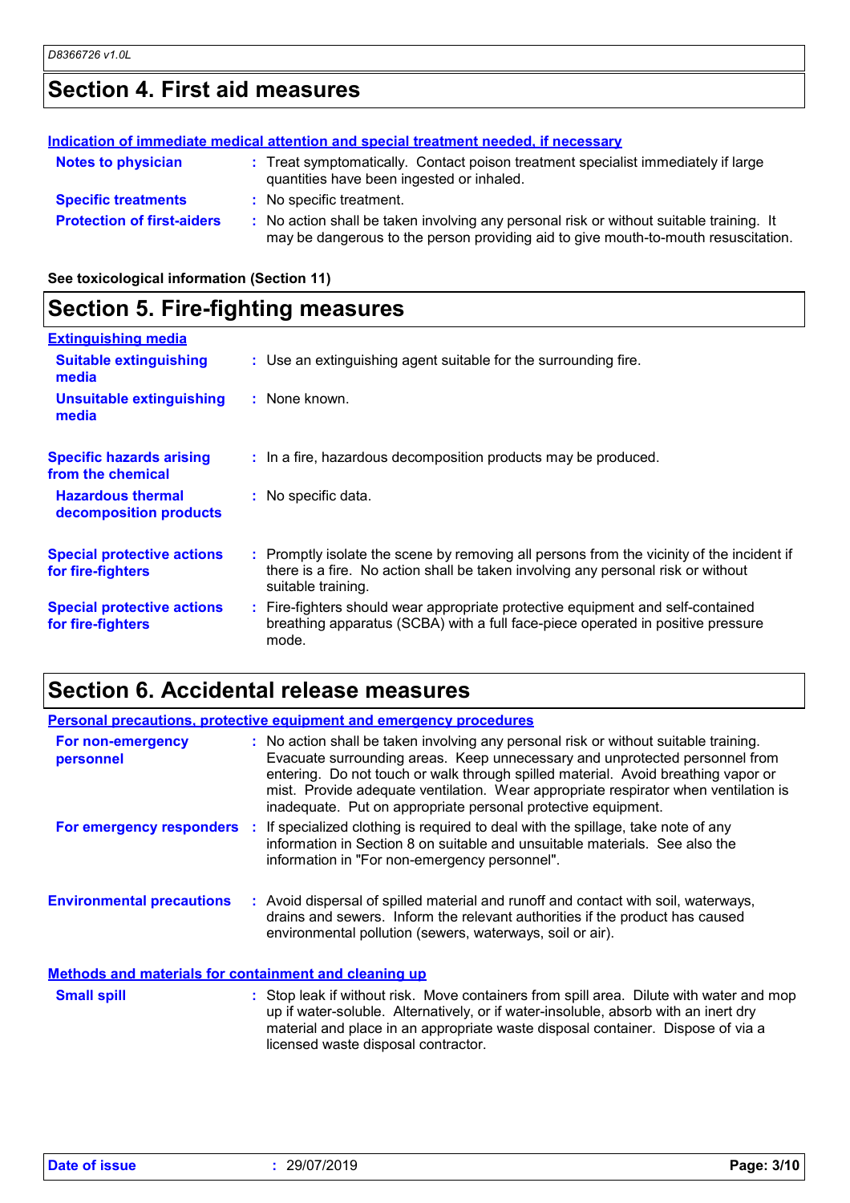## Section 4. First aid measures

**Indication of immediate medical attention and special treatment needed, if necessary**

**Notes to physician** : Treat symptomatically. Contact poison treatment specialist immediately if large quantities have been ingested or inhaled.

**Specific treatments** : No specific treatment.

**Protection of first-aiders** : No action shall be taken involving any personal risk or without suitable training. It may be dangerous to the person providing aid to give mouth-to-mouth resuscitation.

**See toxicological information (Section 11)**

## Section 5. Fire-fighting measures

**Extinguishing media**

**Suitable extinguishing media** : Use an extinguishing agent suitable for the surrounding fire.

**Unsuitable extinguishing media** : None known.

**Specific hazards arising from the chemical** : In a fire, hazardous decomposition products may be produced.

**Hazardous thermal decomposition products** : No specific data.

**Special protective actions for fire-fighters** : Promptly isolate the scene by removing all persons from the vicinity of the incident if there is a fire. No action shall be taken involving any personal risk or without suitable training.

**Special protective actions for fire-fighters** : Fire-fighters should wear appropriate protective equipment and self-contained breathing apparatus (SCBA) with a full face-piece operated in positive pressure mode.

## Section 6. Accidental release measures

**Personal precautions, protective equipment and emergency procedures**

**For non-emergency personnel** : No action shall be taken involving any personal risk or without suitable training. Evacuate surrounding areas. Keep unnecessary and unprotected personnel from entering. Do not touch or walk through spilled material. Avoid breathing vapor or mist. Provide adequate ventilation. Wear appropriate respirator when ventilation is inadequate. Put on appropriate personal protective equipment.

**For emergency responders** : If specialized clothing is required to deal with the spillage, take note of any information in Section 8 on suitable and unsuitable materials. See also the information in "For non-emergency personnel".

**Environmental precautions** : Avoid dispersal of spilled material and runoff and contact with soil, waterways, drains and sewers. Inform the relevant authorities if the product has caused environmental pollution (sewers, waterways, soil or air).

**Methods and materials for containment and cleaning up**

**Small spill** : Stop leak if without risk. Move containers from spill area. Dilute with water and mop up if water-soluble. Alternatively, or if water-insoluble, absorb with an inert dry material and place in an appropriate waste disposal container. Dispose of via a licensed waste disposal contractor.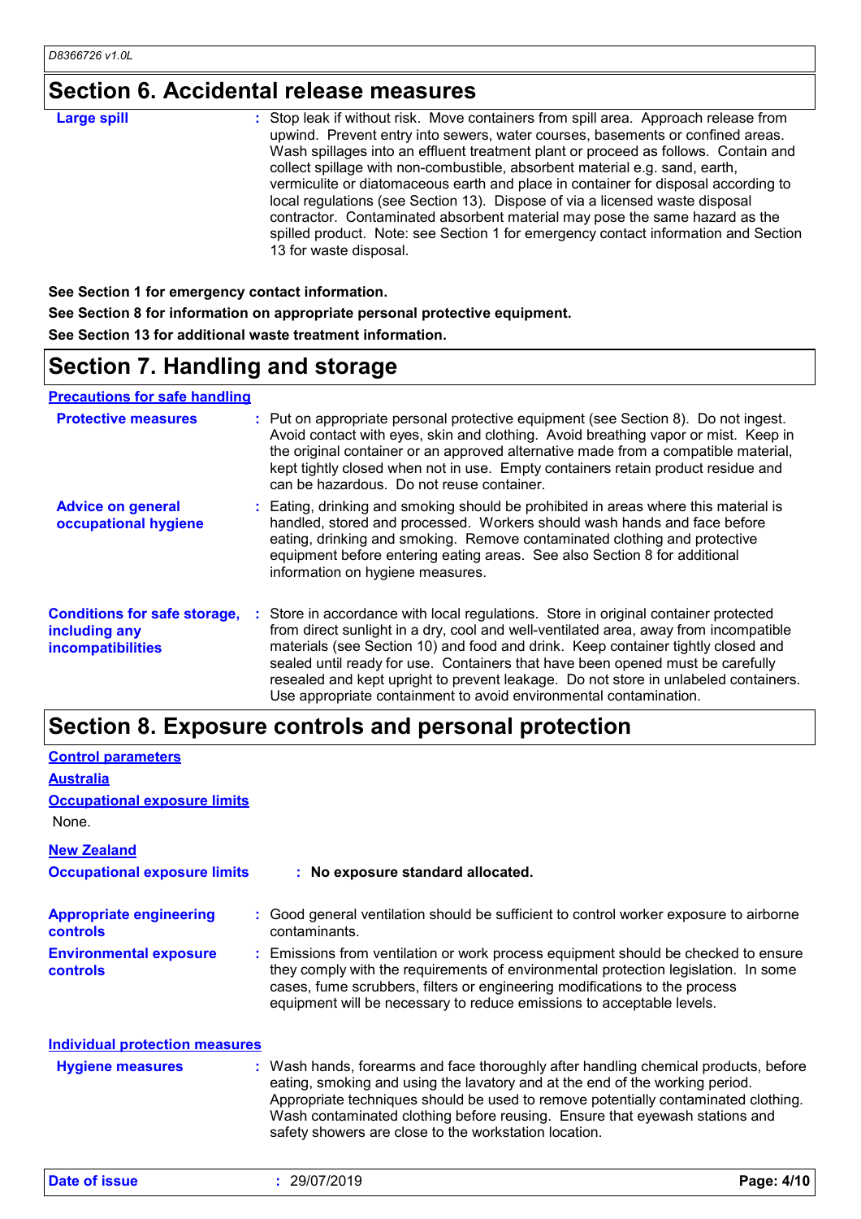## Section 6. Accidental release measures

**Large spill** : Stop leak if without risk. Move containers from spill area. Approach release from upwind. Prevent entry into sewers, water courses, basements or confined areas. Wash spillages into an effluent treatment plant or proceed as follows. Contain and collect spillage with non-combustible, absorbent material e.g. sand, earth, vermiculite or diatomaceous earth and place in container for disposal according to local regulations (see Section 13). Dispose of via a licensed waste disposal contractor. Contaminated absorbent material may pose the same hazard as the spilled product. Note: see Section 1 for emergency contact information and Section 13 for waste disposal.

**See Section 1 for emergency contact information.**

**See Section 8 for information on appropriate personal protective equipment.**

**See Section 13 for additional waste treatment information.**

## Section 7. Handling and storage

### Precautions for safe handling

**Protective measures** : Put on appropriate personal protective equipment (see Section 8). Do not ingest. Avoid contact with eyes, skin and clothing. Avoid breathing vapor or mist. Keep in the original container or an approved alternative made from a compatible material, kept tightly closed when not in use. Empty containers retain product residue and can be hazardous. Do not reuse container.

**Advice on general occupational hygiene** : Eating, drinking and smoking should be prohibited in areas where this material is handled, stored and processed. Workers should wash hands and face before eating, drinking and smoking. Remove contaminated clothing and protective equipment before entering eating areas. See also Section 8 for additional information on hygiene measures.

**Conditions for safe storage, including any incompatibilities** : Store in accordance with local regulations. Store in original container protected from direct sunlight in a dry, cool and well-ventilated area, away from incompatible materials (see Section 10) and food and drink. Keep container tightly closed and sealed until ready for use. Containers that have been opened must be carefully resealed and kept upright to prevent leakage. Do not store in unlabeled containers. Use appropriate containment to avoid environmental contamination.

## Section 8. Exposure controls and personal protection

### Control parameters

#### Australia

**Occupational exposure limits**

None.

#### New Zealand

**Occupational exposure limits** : **No exposure standard allocated.**

**Appropriate engineering controls** : Good general ventilation should be sufficient to control worker exposure to airborne contaminants.

**Environmental exposure controls** : Emissions from ventilation or work process equipment should be checked to ensure they comply with the requirements of environmental protection legislation. In some cases, fume scrubbers, filters or engineering modifications to the process equipment will be necessary to reduce emissions to acceptable levels.

### Individual protection measures

**Hygiene measures** : Wash hands, forearms and face thoroughly after handling chemical products, before eating, smoking and using the lavatory and at the end of the working period. Appropriate techniques should be used to remove potentially contaminated clothing. Wash contaminated clothing before reusing. Ensure that eyewash stations and safety showers are close to the workstation location.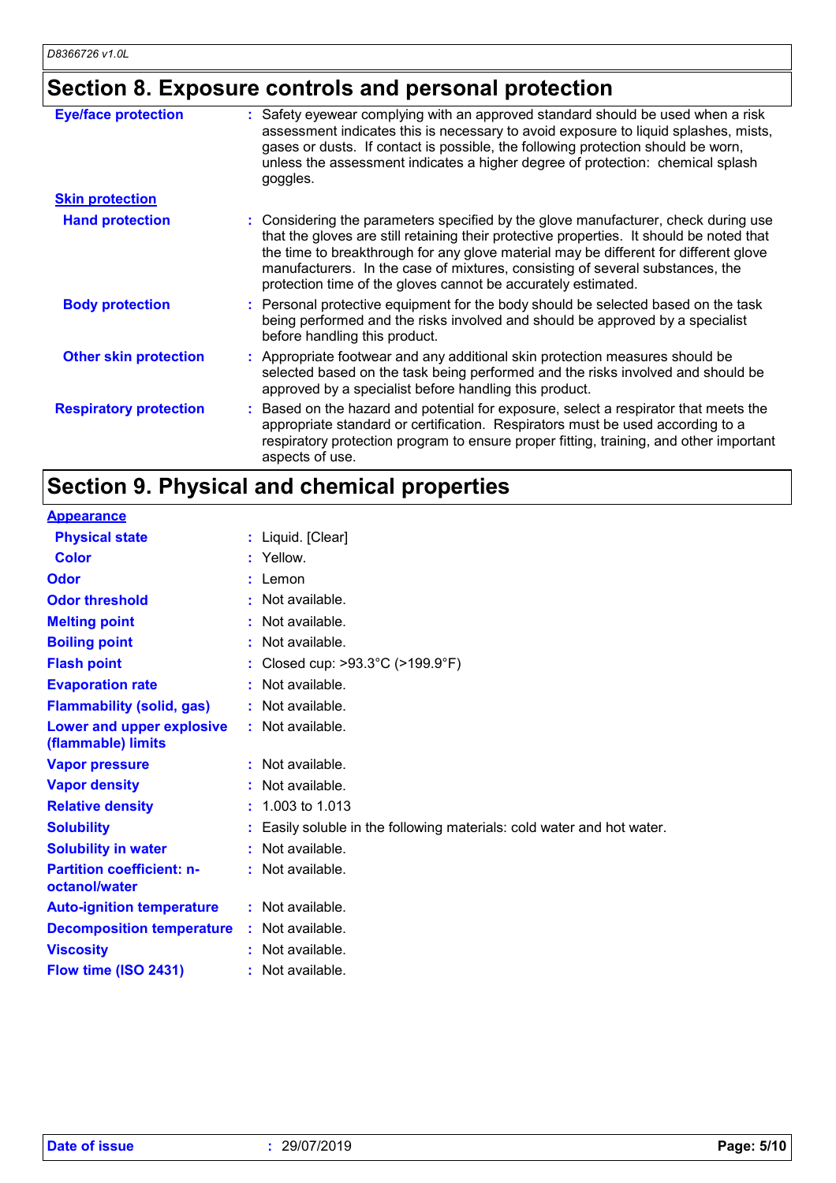## Section 8. Exposure controls and personal protection

| | |
|---|---|
| **Eye/face protection** | : Safety eyewear complying with an approved standard should be used when a risk assessment indicates this is necessary to avoid exposure to liquid splashes, mists, gases or dusts. If contact is possible, the following protection should be worn, unless the assessment indicates a higher degree of protection: chemical splash goggles. |
| **Skin protection** | |
| **Hand protection** | : Considering the parameters specified by the glove manufacturer, check during use that the gloves are still retaining their protective properties. It should be noted that the time to breakthrough for any glove material may be different for different glove manufacturers. In the case of mixtures, consisting of several substances, the protection time of the gloves cannot be accurately estimated. |
| **Body protection** | : Personal protective equipment for the body should be selected based on the task being performed and the risks involved and should be approved by a specialist before handling this product. |
| **Other skin protection** | : Appropriate footwear and any additional skin protection measures should be selected based on the task being performed and the risks involved and should be approved by a specialist before handling this product. |
| **Respiratory protection** | : Based on the hazard and potential for exposure, select a respirator that meets the appropriate standard or certification. Respirators must be used according to a respiratory protection program to ensure proper fitting, training, and other important aspects of use. |

## Section 9. Physical and chemical properties

| | |
|---|---|
| **Appearance** | |
| **Physical state** | : Liquid. [Clear] |
| **Color** | : Yellow. |
| **Odor** | : Lemon |
| **Odor threshold** | : Not available. |
| **Melting point** | : Not available. |
| **Boiling point** | : Not available. |
| **Flash point** | : Closed cup: >93.3°C (>199.9°F) |
| **Evaporation rate** | : Not available. |
| **Flammability (solid, gas)** | : Not available. |
| **Lower and upper explosive (flammable) limits** | : Not available. |
| **Vapor pressure** | : Not available. |
| **Vapor density** | : Not available. |
| **Relative density** | : 1.003 to 1.013 |
| **Solubility** | : Easily soluble in the following materials: cold water and hot water. |
| **Solubility in water** | : Not available. |
| **Partition coefficient: n-octanol/water** | : Not available. |
| **Auto-ignition temperature** | : Not available. |
| **Decomposition temperature** | : Not available. |
| **Viscosity** | : Not available. |
| **Flow time (ISO 2431)** | : Not available. |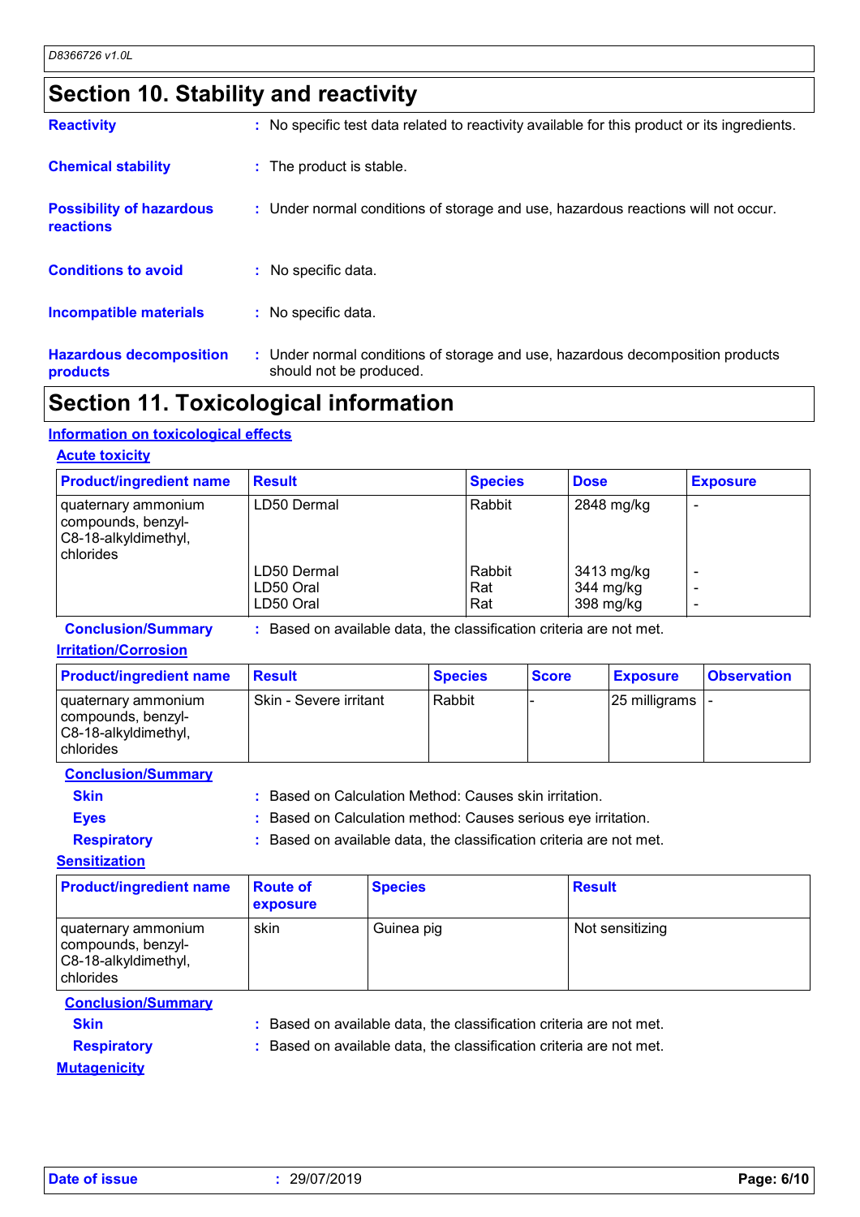## Section 10. Stability and reactivity

**Reactivity** : No specific test data related to reactivity available for this product or its ingredients.

**Chemical stability** : The product is stable.

**Possibility of hazardous reactions** : Under normal conditions of storage and use, hazardous reactions will not occur.

**Conditions to avoid** : No specific data.

**Incompatible materials** : No specific data.

**Hazardous decomposition products** : Under normal conditions of storage and use, hazardous decomposition products should not be produced.

## Section 11. Toxicological information

### Information on toxicological effects

#### Acute toxicity

| Product/ingredient name | Result | Species | Dose | Exposure |
|---|---|---|---|---|
| quaternary ammonium compounds, benzyl-C8-18-alkyldimethyl, chlorides | LD50 Dermal | Rabbit | 2848 mg/kg | - |
| | LD50 Dermal | Rabbit | 3413 mg/kg | - |
| | LD50 Oral | Rat | 344 mg/kg | - |
| | LD50 Oral | Rat | 398 mg/kg | - |

**Conclusion/Summary** : Based on available data, the classification criteria are not met.

#### Irritation/Corrosion

| Product/ingredient name | Result | Species | Score | Exposure | Observation |
|---|---|---|---|---|---|
| quaternary ammonium compounds, benzyl-C8-18-alkyldimethyl, chlorides | Skin - Severe irritant | Rabbit | - | 25 milligrams | - |

**Conclusion/Summary**

**Skin** : Based on Calculation Method: Causes skin irritation.

**Eyes** : Based on Calculation method: Causes serious eye irritation.

**Respiratory** : Based on available data, the classification criteria are not met.

#### Sensitization

| Product/ingredient name | Route of exposure | Species | Result |
|---|---|---|---|
| quaternary ammonium compounds, benzyl-C8-18-alkyldimethyl, chlorides | skin | Guinea pig | Not sensitizing |

**Conclusion/Summary**

**Skin** : Based on available data, the classification criteria are not met.

**Respiratory** : Based on available data, the classification criteria are not met.

#### Mutagenicity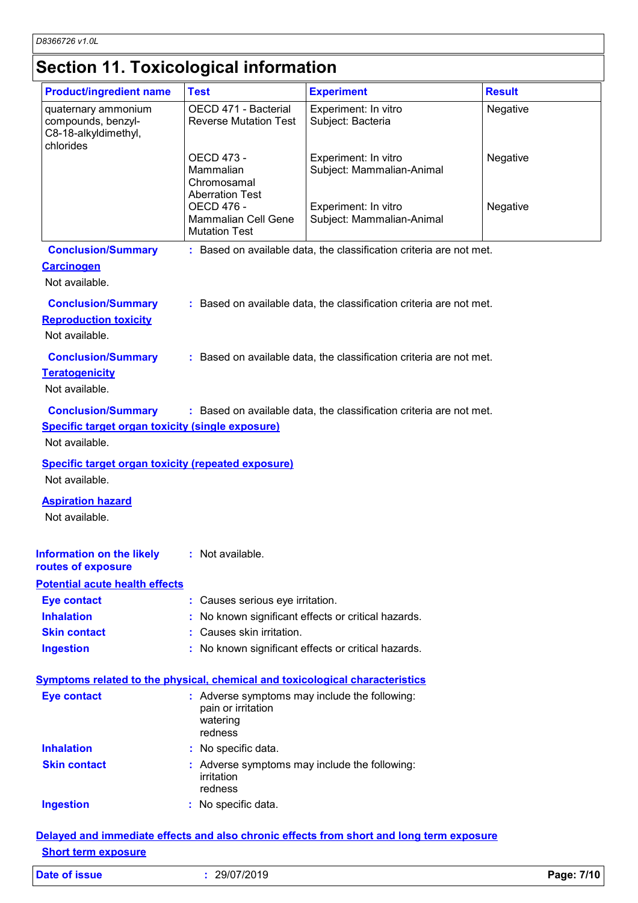## Section 11. Toxicological information

| Product/ingredient name | Test | Experiment | Result |
|---|---|---|---|
| quaternary ammonium compounds, benzyl-C8-18-alkyldimethyl, chlorides | OECD 471 - Bacterial Reverse Mutation Test | Experiment: In vitro Subject: Bacteria | Negative |
| | OECD 473 - Mammalian Chromosamal Aberration Test | Experiment: In vitro Subject: Mammalian-Animal | Negative |
| | OECD 476 - Mammalian Cell Gene Mutation Test | Experiment: In vitro Subject: Mammalian-Animal | Negative |

**Conclusion/Summary** : Based on available data, the classification criteria are not met.

**Carcinogen**

Not available.

**Conclusion/Summary** : Based on available data, the classification criteria are not met.

**Reproduction toxicity**

Not available.

**Conclusion/Summary** : Based on available data, the classification criteria are not met.

**Teratogenicity**

Not available.

**Conclusion/Summary** : Based on available data, the classification criteria are not met.

**Specific target organ toxicity (single exposure)**

Not available.

**Specific target organ toxicity (repeated exposure)**

Not available.

**Aspiration hazard**

Not available.

**Information on the likely routes of exposure** : Not available.

**Potential acute health effects**

**Eye contact** : Causes serious eye irritation.

**Inhalation** : No known significant effects or critical hazards.

**Skin contact** : Causes skin irritation.

**Ingestion** : No known significant effects or critical hazards.

**Symptoms related to the physical, chemical and toxicological characteristics**

**Eye contact** : Adverse symptoms may include the following:
pain or irritation
watering
redness

**Inhalation** : No specific data.

**Skin contact** : Adverse symptoms may include the following:
irritation
redness

**Ingestion** : No specific data.

**Delayed and immediate effects and also chronic effects from short and long term exposure**

**Short term exposure**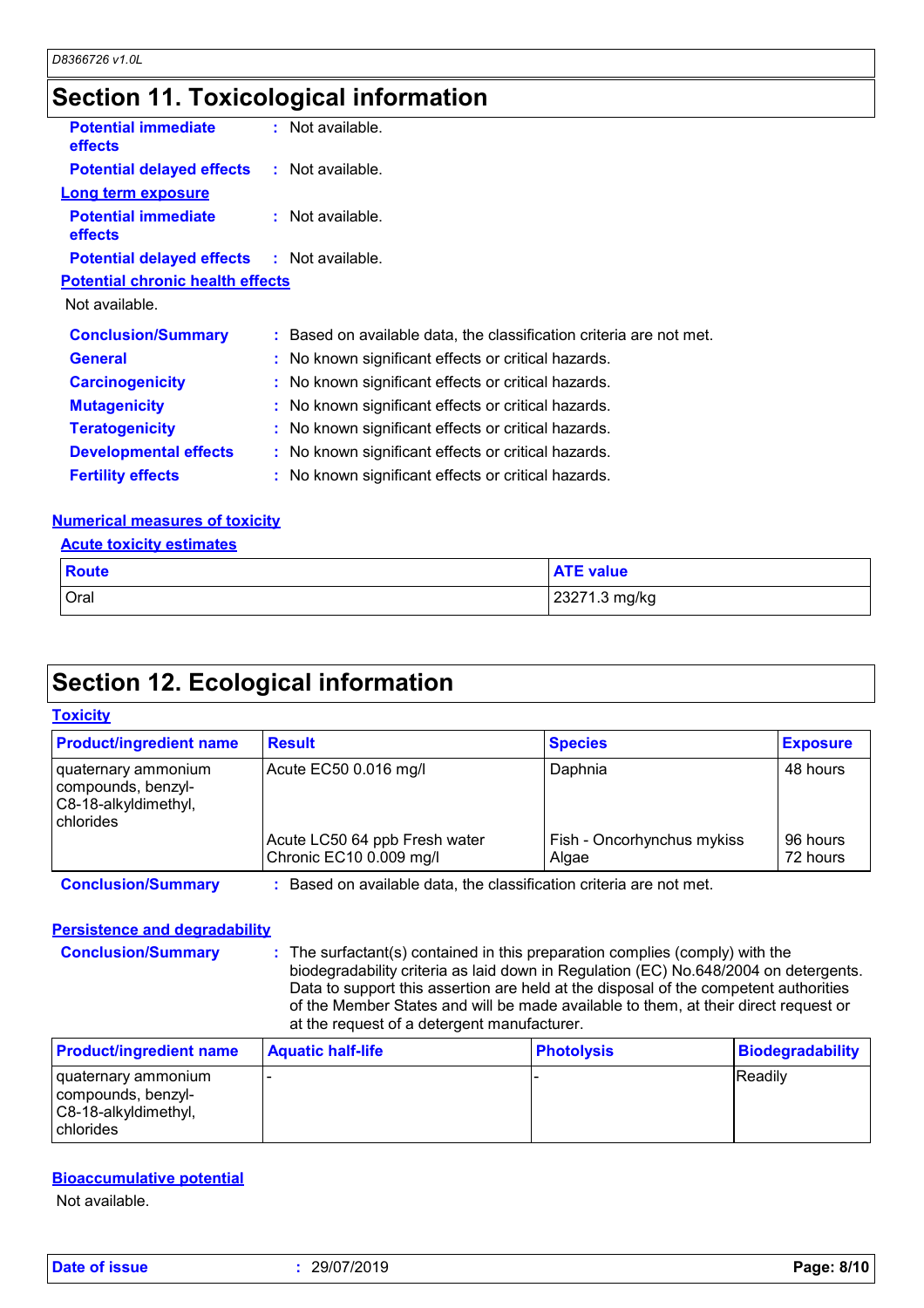# Section 11. Toxicological information

**Potential immediate effects** : Not available.

**Potential delayed effects** : Not available.

**Long term exposure**

**Potential immediate effects** : Not available.

**Potential delayed effects** : Not available.

**Potential chronic health effects**

Not available.

**Conclusion/Summary** : Based on available data, the classification criteria are not met.

**General** : No known significant effects or critical hazards.

**Carcinogenicity** : No known significant effects or critical hazards.

**Mutagenicity** : No known significant effects or critical hazards.

**Teratogenicity** : No known significant effects or critical hazards.

**Developmental effects** : No known significant effects or critical hazards.

**Fertility effects** : No known significant effects or critical hazards.

**Numerical measures of toxicity**

**Acute toxicity estimates**

| Route | ATE value |
|---|---|
| Oral | 23271.3 mg/kg |

# Section 12. Ecological information

**Toxicity**

| Product/ingredient name | Result | Species | Exposure |
|---|---|---|---|
| quaternary ammonium compounds, benzyl-C8-18-alkyldimethyl, chlorides | Acute EC50 0.016 mg/l | Daphnia | 48 hours |
| | Acute LC50 64 ppb Fresh water | Fish - Oncorhynchus mykiss | 96 hours |
| | Chronic EC10 0.009 mg/l | Algae | 72 hours |

**Conclusion/Summary** : Based on available data, the classification criteria are not met.

**Persistence and degradability**

**Conclusion/Summary** : The surfactant(s) contained in this preparation complies (comply) with the biodegradability criteria as laid down in Regulation (EC) No.648/2004 on detergents. Data to support this assertion are held at the disposal of the competent authorities of the Member States and will be made available to them, at their direct request or at the request of a detergent manufacturer.

| Product/ingredient name | Aquatic half-life | Photolysis | Biodegradability |
|---|---|---|---|
| quaternary ammonium compounds, benzyl-C8-18-alkyldimethyl, chlorides | - | - | Readily |

**Bioaccumulative potential**

Not available.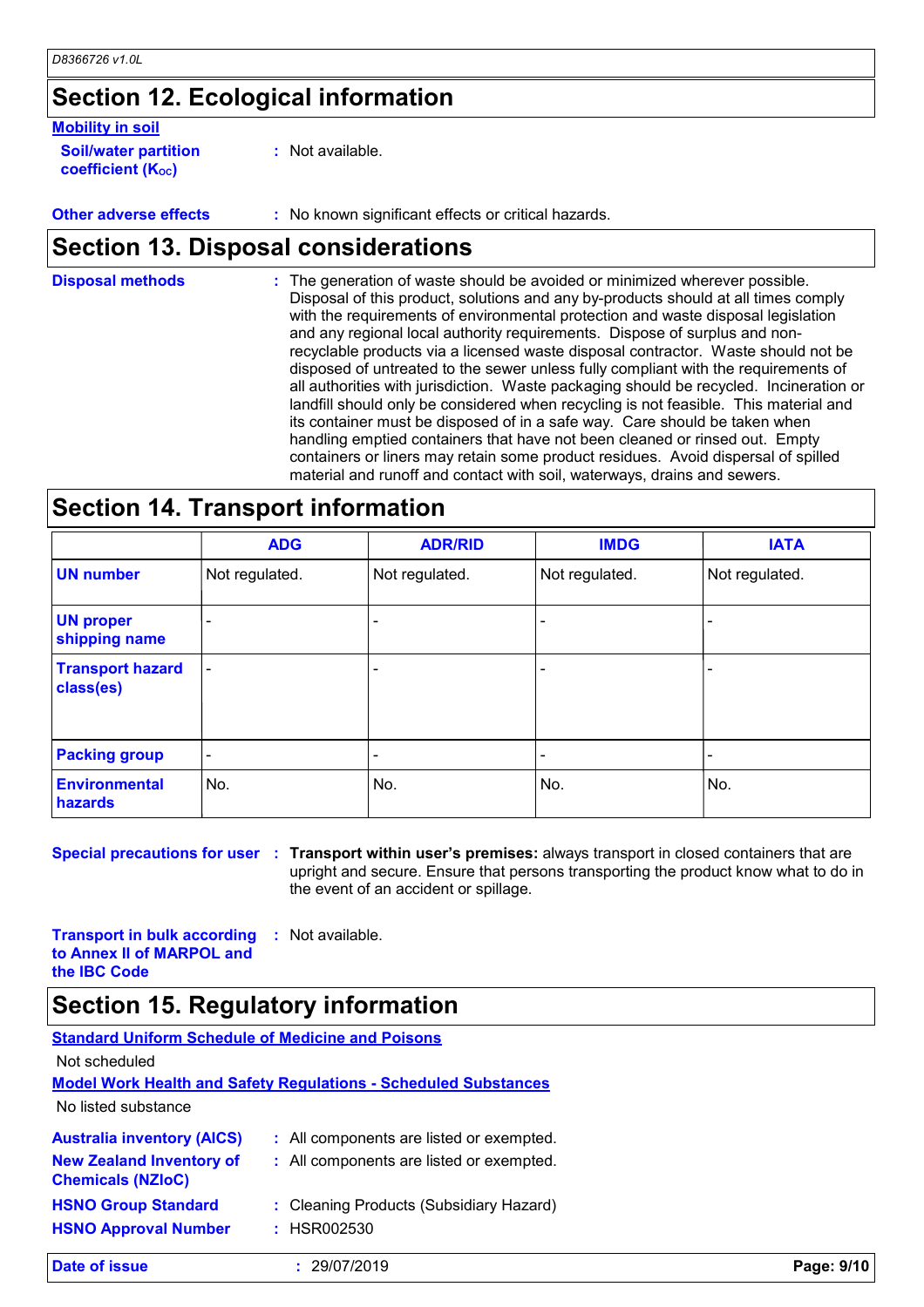## Section 12. Ecological information

**Mobility in soil**

**Soil/water partition coefficient ($K_{OC}$)** : Not available.

**Other adverse effects** : No known significant effects or critical hazards.

## Section 13. Disposal considerations

**Disposal methods** : The generation of waste should be avoided or minimized wherever possible. Disposal of this product, solutions and any by-products should at all times comply with the requirements of environmental protection and waste disposal legislation and any regional local authority requirements. Dispose of surplus and non-recyclable products via a licensed waste disposal contractor. Waste should not be disposed of untreated to the sewer unless fully compliant with the requirements of all authorities with jurisdiction. Waste packaging should be recycled. Incineration or landfill should only be considered when recycling is not feasible. This material and its container must be disposed of in a safe way. Care should be taken when handling emptied containers that have not been cleaned or rinsed out. Empty containers or liners may retain some product residues. Avoid dispersal of spilled material and runoff and contact with soil, waterways, drains and sewers.

## Section 14. Transport information

| | ADG | ADR/RID | IMDG | IATA |
|---|---|---|---|---|
| **UN number** | Not regulated. | Not regulated. | Not regulated. | Not regulated. |
| **UN proper shipping name** | - | - | - | - |
| **Transport hazard class(es)** | - | - | - | - |
| **Packing group** | - | - | - | - |
| **Environmental hazards** | No. | No. | No. | No. |

**Special precautions for user** : **Transport within user's premises:** always transport in closed containers that are upright and secure. Ensure that persons transporting the product know what to do in the event of an accident or spillage.

**Transport in bulk according to Annex II of MARPOL and the IBC Code** : Not available.

## Section 15. Regulatory information

**Standard Uniform Schedule of Medicine and Poisons**

Not scheduled

**Model Work Health and Safety Regulations - Scheduled Substances**

No listed substance

**Australia inventory (AICS)** : All components are listed or exempted.

**New Zealand Inventory of Chemicals (NZIoC)** : All components are listed or exempted.

**HSNO Group Standard** : Cleaning Products (Subsidiary Hazard)

**HSNO Approval Number** : HSR002530

**Date of issue** : 29/07/2019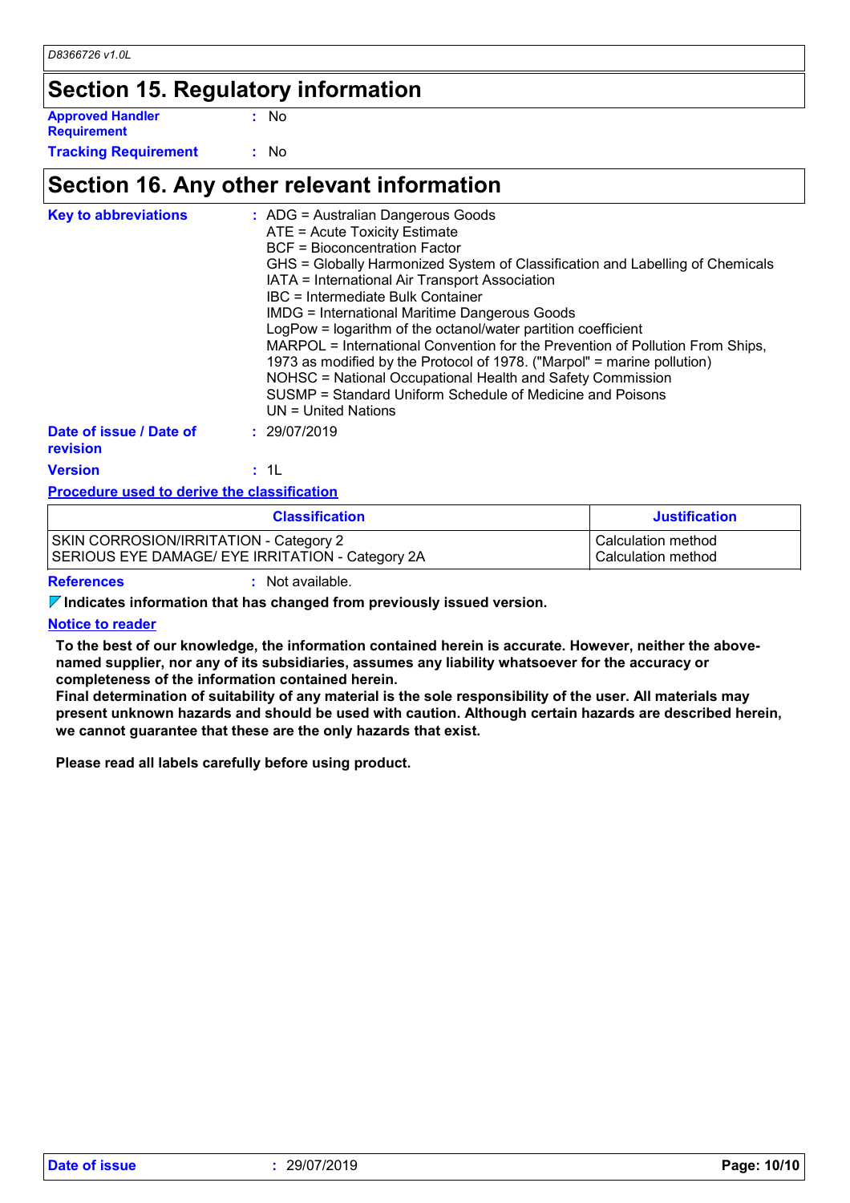## Section 15. Regulatory information

**Approved Handler Requirement** : No

**Tracking Requirement** : No

## Section 16. Any other relevant information

**Key to abbreviations** : ADG = Australian Dangerous Goods
ATE = Acute Toxicity Estimate
BCF = Bioconcentration Factor
GHS = Globally Harmonized System of Classification and Labelling of Chemicals
IATA = International Air Transport Association
IBC = Intermediate Bulk Container
IMDG = International Maritime Dangerous Goods
LogPow = logarithm of the octanol/water partition coefficient
MARPOL = International Convention for the Prevention of Pollution From Ships, 1973 as modified by the Protocol of 1978. ("Marpol" = marine pollution)
NOHSC = National Occupational Health and Safety Commission
SUSMP = Standard Uniform Schedule of Medicine and Poisons
UN = United Nations

**Date of issue / Date of revision** : 29/07/2019

**Version** : 1L

**Procedure used to derive the classification**

| Classification | Justification |
| --- | --- |
| SKIN CORROSION/IRRITATION - Category 2 | Calculation method |
| SERIOUS EYE DAMAGE/ EYE IRRITATION - Category 2A | Calculation method |

**References** : Not available.

**Indicates information that has changed from previously issued version.**

**Notice to reader**

**To the best of our knowledge, the information contained herein is accurate. However, neither the above-named supplier, nor any of its subsidiaries, assumes any liability whatsoever for the accuracy or completeness of the information contained herein.**
**Final determination of suitability of any material is the sole responsibility of the user. All materials may present unknown hazards and should be used with caution. Although certain hazards are described herein, we cannot guarantee that these are the only hazards that exist.**

**Please read all labels carefully before using product.**